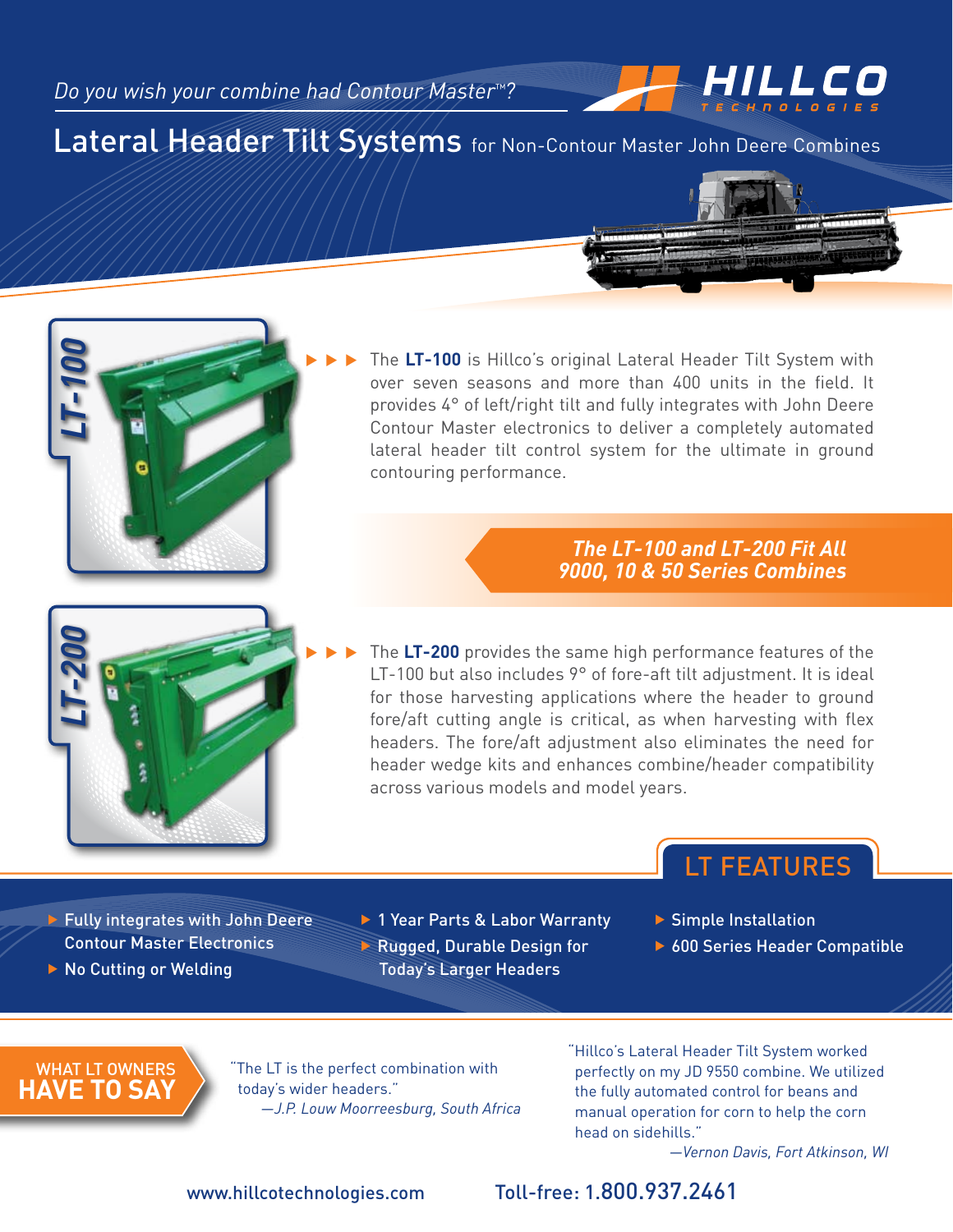*Do you wish your combine had Contour Master™?*

HILLCO TECHNOLOGIES

# Lateral Header Tilt Systems for Non-Contour Master John Deere Combines

## LT-100

The **LT-100** is Hillco's original Lateral Header Tilt System with over seven seasons and more than 400 units in the field. It provides 4° of left/right tilt and fully integrates with John Deere Contour Master electronics to deliver a completely automated lateral header tilt control system for the ultimate in ground contouring performance.

***The LT-100 and LT-200 Fit All 9000, 10 & 50 Series Combines***

## LT-200

The **LT-200** provides the same high performance features of the LT-100 but also includes 9° of fore-aft tilt adjustment. It is ideal for those harvesting applications where the header to ground fore/aft cutting angle is critical, as when harvesting with flex headers. The fore/aft adjustment also eliminates the need for header wedge kits and enhances combine/header compatibility across various models and model years.

## LT FEATURES

- Fully integrates with John Deere Contour Master Electronics
- No Cutting or Welding
- 1 Year Parts & Labor Warranty
- Rugged, Durable Design for Today's Larger Headers
- Simple Installation
- 600 Series Header Compatible

## WHAT LT OWNERS HAVE TO SAY

"The LT is the perfect combination with today's wider headers."
*—J.P. Louw Moorreesburg, South Africa*

"Hillco's Lateral Header Tilt System worked perfectly on my JD 9550 combine. We utilized the fully automated control for beans and manual operation for corn to help the corn head on sidehills."
*—Vernon Davis, Fort Atkinson, WI*

www.hillcotechnologies.com Toll-free: 1.800.937.2461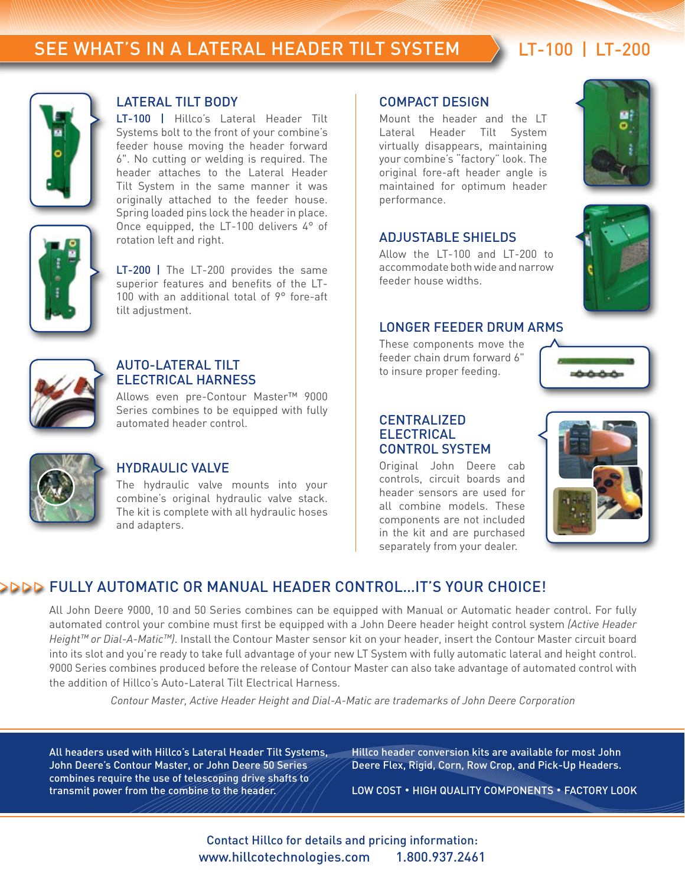# SEE WHAT'S IN A LATERAL HEADER TILT SYSTEM

## LT-100 | LT-200

### LATERAL TILT BODY

**LT-100 |** Hillco's Lateral Header Tilt Systems bolt to the front of your combine's feeder house moving the header forward 6". No cutting or welding is required. The header attaches to the Lateral Header Tilt System in the same manner it was originally attached to the feeder house. Spring loaded pins lock the header in place. Once equipped, the LT-100 delivers 4° of rotation left and right.

**LT-200 |** The LT-200 provides the same superior features and benefits of the LT-100 with an additional total of 9° fore-aft tilt adjustment.

### AUTO-LATERAL TILT ELECTRICAL HARNESS

Allows even pre-Contour Master™ 9000 Series combines to be equipped with fully automated header control.

### HYDRAULIC VALVE

The hydraulic valve mounts into your combine's original hydraulic valve stack. The kit is complete with all hydraulic hoses and adapters.

### COMPACT DESIGN

Mount the header and the LT Lateral Header Tilt System virtually disappears, maintaining your combine's "factory" look. The original fore-aft header angle is maintained for optimum header performance.

### ADJUSTABLE SHIELDS

Allow the LT-100 and LT-200 to accommodate both wide and narrow feeder house widths.

### LONGER FEEDER DRUM ARMS

These components move the feeder chain drum forward 6" to insure proper feeding.

### CENTRALIZED ELECTRICAL CONTROL SYSTEM

Original John Deere cab controls, circuit boards and header sensors are used for all combine models. These components are not included in the kit and are purchased separately from your dealer.

## FULLY AUTOMATIC OR MANUAL HEADER CONTROL...IT'S YOUR CHOICE!

All John Deere 9000, 10 and 50 Series combines can be equipped with Manual or Automatic header control. For fully automated control your combine must first be equipped with a John Deere header height control system *(Active Header Height™ or Dial-A-Matic™)*. Install the Contour Master sensor kit on your header, insert the Contour Master circuit board into its slot and you're ready to take full advantage of your new LT System with fully automatic lateral and height control. 9000 Series combines produced before the release of Contour Master can also take advantage of automated control with the addition of Hillco's Auto-Lateral Tilt Electrical Harness.

*Contour Master, Active Header Height and Dial-A-Matic are trademarks of John Deere Corporation*

All headers used with Hillco's Lateral Header Tilt Systems, John Deere's Contour Master, or John Deere 50 Series combines require the use of telescoping drive shafts to transmit power from the combine to the header.

Hillco header conversion kits are available for most John Deere Flex, Rigid, Corn, Row Crop, and Pick-Up Headers.

LOW COST • HIGH QUALITY COMPONENTS • FACTORY LOOK

Contact Hillco for details and pricing information:
www.hillcotechnologies.com 1.800.937.2461